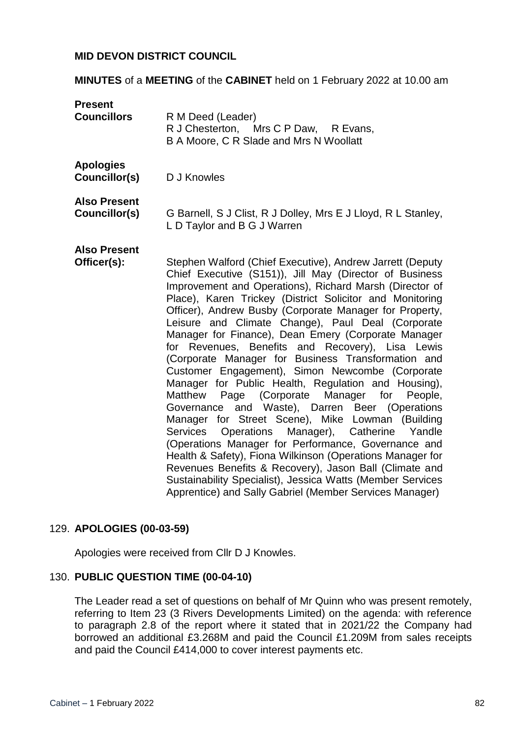**MID DEVON DISTRICT COUNCIL**

**MINUTES** of a **MEETING** of the **CABINET** held on 1 February 2022 at 10.00 am

| | |
|---|---|
| **Present Councillors** | R M Deed (Leader) R J Chesterton, Mrs C P Daw, R Evans, B A Moore, C R Slade and Mrs N Woollatt |
| **Apologies Councillor(s)** | D J Knowles |
| **Also Present Councillor(s)** | G Barnell, S J Clist, R J Dolley, Mrs E J Lloyd, R L Stanley, L D Taylor and B G J Warren |
| **Also Present Officer(s):** | Stephen Walford (Chief Executive), Andrew Jarrett (Deputy Chief Executive (S151)), Jill May (Director of Business Improvement and Operations), Richard Marsh (Director of Place), Karen Trickey (District Solicitor and Monitoring Officer), Andrew Busby (Corporate Manager for Property, Leisure and Climate Change), Paul Deal (Corporate Manager for Finance), Dean Emery (Corporate Manager for Revenues, Benefits and Recovery), Lisa Lewis (Corporate Manager for Business Transformation and Customer Engagement), Simon Newcombe (Corporate Manager for Public Health, Regulation and Housing), Matthew Page (Corporate Manager for People, Governance and Waste), Darren Beer (Operations Manager for Street Scene), Mike Lowman (Building Services Operations Manager), Catherine Yandle (Operations Manager for Performance, Governance and Health & Safety), Fiona Wilkinson (Operations Manager for Revenues Benefits & Recovery), Jason Ball (Climate and Sustainability Specialist), Jessica Watts (Member Services Apprentice) and Sally Gabriel (Member Services Manager) |

## 129. APOLOGIES (00-03-59)

Apologies were received from Cllr D J Knowles.

## 130. PUBLIC QUESTION TIME (00-04-10)

The Leader read a set of questions on behalf of Mr Quinn who was present remotely, referring to Item 23 (3 Rivers Developments Limited) on the agenda: with reference to paragraph 2.8 of the report where it stated that in 2021/22 the Company had borrowed an additional £3.268M and paid the Council £1.209M from sales receipts and paid the Council £414,000 to cover interest payments etc.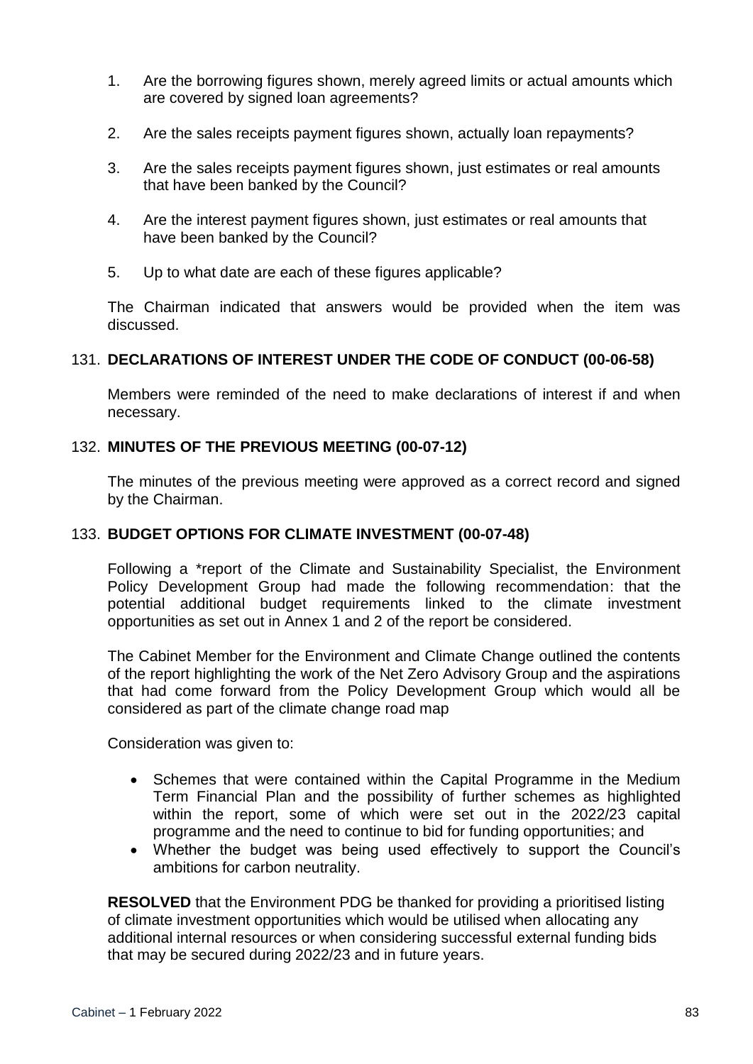1. Are the borrowing figures shown, merely agreed limits or actual amounts which are covered by signed loan agreements?

2. Are the sales receipts payment figures shown, actually loan repayments?

3. Are the sales receipts payment figures shown, just estimates or real amounts that have been banked by the Council?

4. Are the interest payment figures shown, just estimates or real amounts that have been banked by the Council?

5. Up to what date are each of these figures applicable?

The Chairman indicated that answers would be provided when the item was discussed.

## 131. DECLARATIONS OF INTEREST UNDER THE CODE OF CONDUCT (00-06-58)

Members were reminded of the need to make declarations of interest if and when necessary.

## 132. MINUTES OF THE PREVIOUS MEETING (00-07-12)

The minutes of the previous meeting were approved as a correct record and signed by the Chairman.

## 133. BUDGET OPTIONS FOR CLIMATE INVESTMENT (00-07-48)

Following a *report of the Climate and Sustainability Specialist, the Environment Policy Development Group had made the following recommendation: that the potential additional budget requirements linked to the climate investment opportunities as set out in Annex 1 and 2 of the report be considered.

The Cabinet Member for the Environment and Climate Change outlined the contents of the report highlighting the work of the Net Zero Advisory Group and the aspirations that had come forward from the Policy Development Group which would all be considered as part of the climate change road map

Consideration was given to:

- Schemes that were contained within the Capital Programme in the Medium Term Financial Plan and the possibility of further schemes as highlighted within the report, some of which were set out in the 2022/23 capital programme and the need to continue to bid for funding opportunities; and
- Whether the budget was being used effectively to support the Council's ambitions for carbon neutrality.

**RESOLVED** that the Environment PDG be thanked for providing a prioritised listing of climate investment opportunities which would be utilised when allocating any additional internal resources or when considering successful external funding bids that may be secured during 2022/23 and in future years.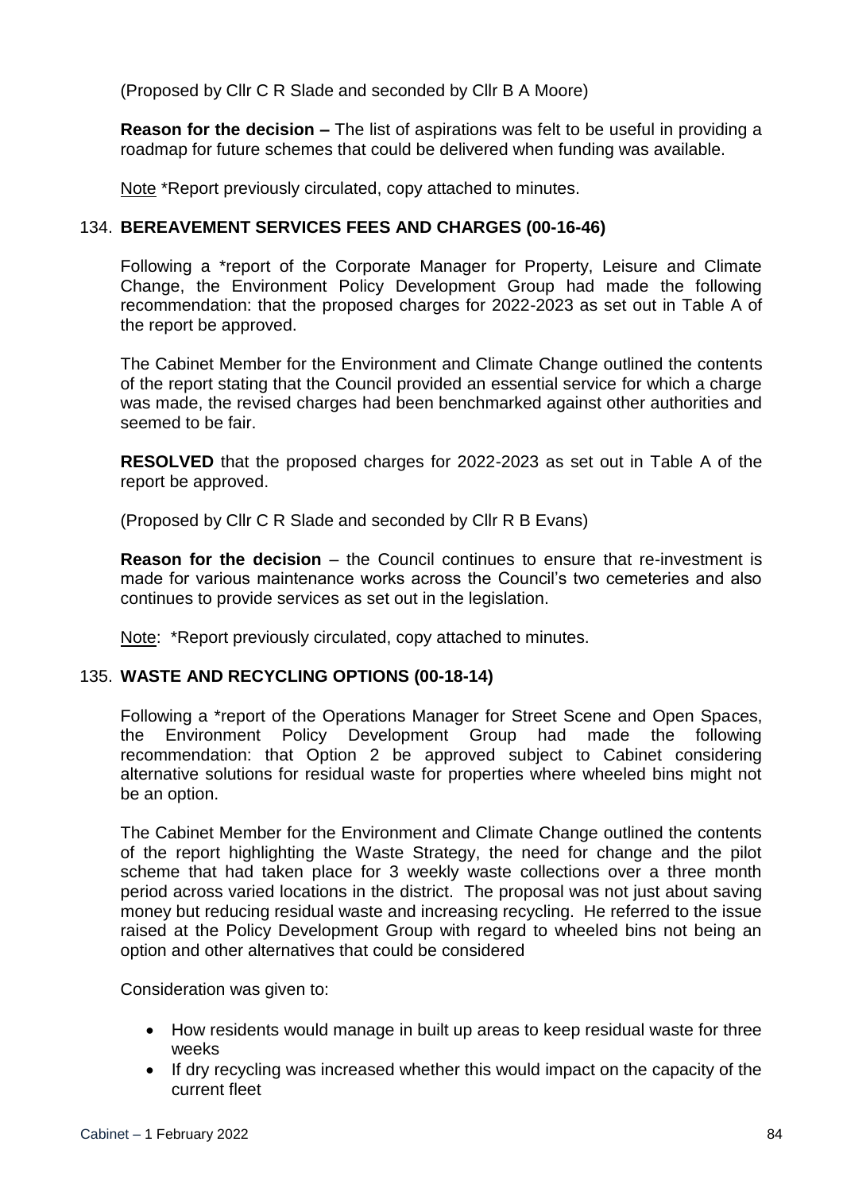(Proposed by Cllr C R Slade and seconded by Cllr B A Moore)

**Reason for the decision –** The list of aspirations was felt to be useful in providing a roadmap for future schemes that could be delivered when funding was available.

Note *Report previously circulated, copy attached to minutes.

### 134. BEREAVEMENT SERVICES FEES AND CHARGES (00-16-46)

Following a *report of the Corporate Manager for Property, Leisure and Climate Change, the Environment Policy Development Group had made the following recommendation: that the proposed charges for 2022-2023 as set out in Table A of the report be approved.

The Cabinet Member for the Environment and Climate Change outlined the contents of the report stating that the Council provided an essential service for which a charge was made, the revised charges had been benchmarked against other authorities and seemed to be fair.

**RESOLVED** that the proposed charges for 2022-2023 as set out in Table A of the report be approved.

(Proposed by Cllr C R Slade and seconded by Cllr R B Evans)

**Reason for the decision** – the Council continues to ensure that re-investment is made for various maintenance works across the Council's two cemeteries and also continues to provide services as set out in the legislation.

Note: *Report previously circulated, copy attached to minutes.

### 135. WASTE AND RECYCLING OPTIONS (00-18-14)

Following a *report of the Operations Manager for Street Scene and Open Spaces, the Environment Policy Development Group had made the following recommendation: that Option 2 be approved subject to Cabinet considering alternative solutions for residual waste for properties where wheeled bins might not be an option.

The Cabinet Member for the Environment and Climate Change outlined the contents of the report highlighting the Waste Strategy, the need for change and the pilot scheme that had taken place for 3 weekly waste collections over a three month period across varied locations in the district. The proposal was not just about saving money but reducing residual waste and increasing recycling. He referred to the issue raised at the Policy Development Group with regard to wheeled bins not being an option and other alternatives that could be considered

Consideration was given to:

- How residents would manage in built up areas to keep residual waste for three weeks
- If dry recycling was increased whether this would impact on the capacity of the current fleet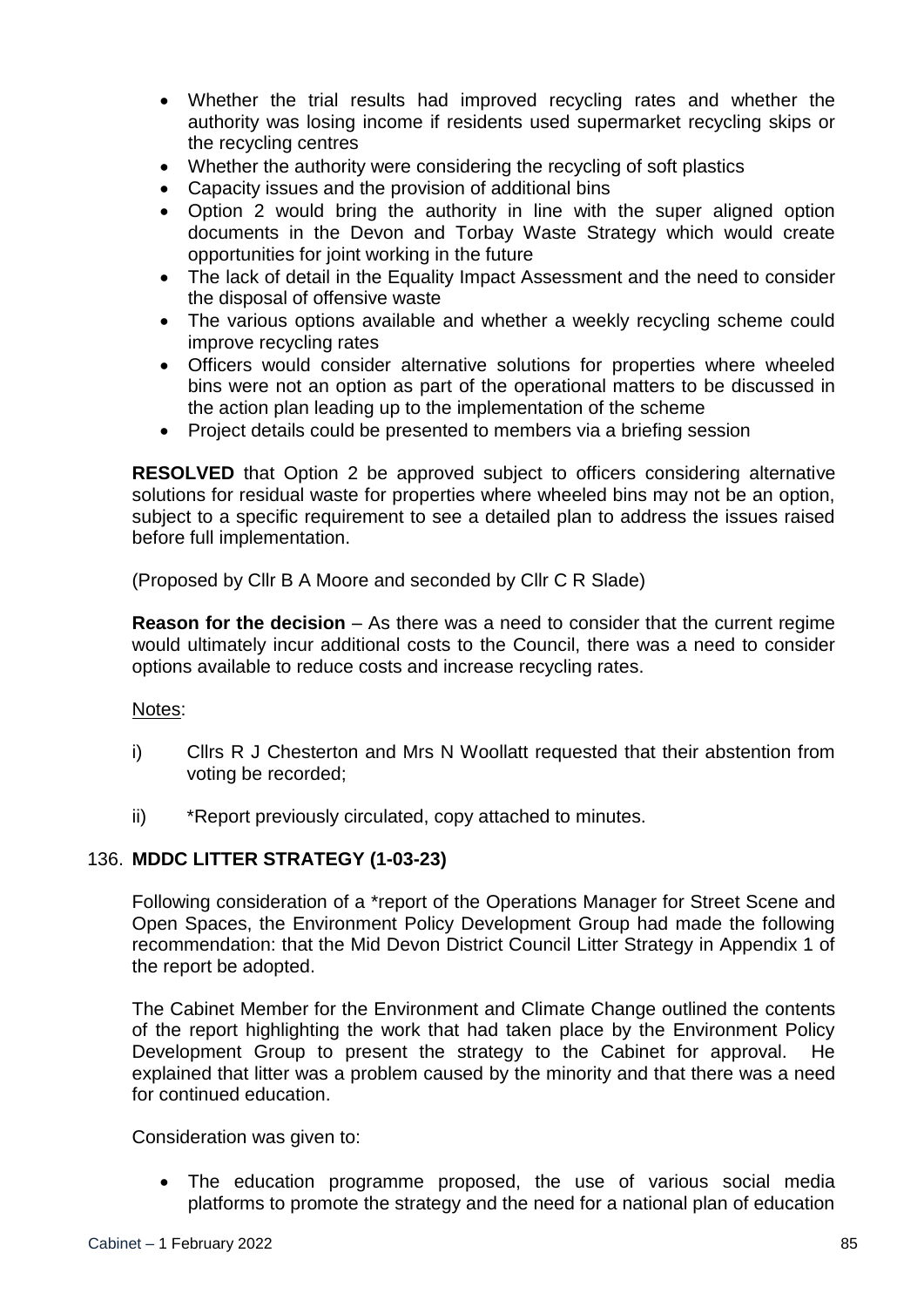- Whether the trial results had improved recycling rates and whether the authority was losing income if residents used supermarket recycling skips or the recycling centres
- Whether the authority were considering the recycling of soft plastics
- Capacity issues and the provision of additional bins
- Option 2 would bring the authority in line with the super aligned option documents in the Devon and Torbay Waste Strategy which would create opportunities for joint working in the future
- The lack of detail in the Equality Impact Assessment and the need to consider the disposal of offensive waste
- The various options available and whether a weekly recycling scheme could improve recycling rates
- Officers would consider alternative solutions for properties where wheeled bins were not an option as part of the operational matters to be discussed in the action plan leading up to the implementation of the scheme
- Project details could be presented to members via a briefing session

**RESOLVED** that Option 2 be approved subject to officers considering alternative solutions for residual waste for properties where wheeled bins may not be an option, subject to a specific requirement to see a detailed plan to address the issues raised before full implementation.

(Proposed by Cllr B A Moore and seconded by Cllr C R Slade)

**Reason for the decision** – As there was a need to consider that the current regime would ultimately incur additional costs to the Council, there was a need to consider options available to reduce costs and increase recycling rates.

Notes:

i) Cllrs R J Chesterton and Mrs N Woollatt requested that their abstention from voting be recorded;

ii) *Report previously circulated, copy attached to minutes.

### 136. MDDC LITTER STRATEGY (1-03-23)

Following consideration of a *report of the Operations Manager for Street Scene and Open Spaces, the Environment Policy Development Group had made the following recommendation: that the Mid Devon District Council Litter Strategy in Appendix 1 of the report be adopted.

The Cabinet Member for the Environment and Climate Change outlined the contents of the report highlighting the work that had taken place by the Environment Policy Development Group to present the strategy to the Cabinet for approval. He explained that litter was a problem caused by the minority and that there was a need for continued education.

Consideration was given to:

- The education programme proposed, the use of various social media platforms to promote the strategy and the need for a national plan of education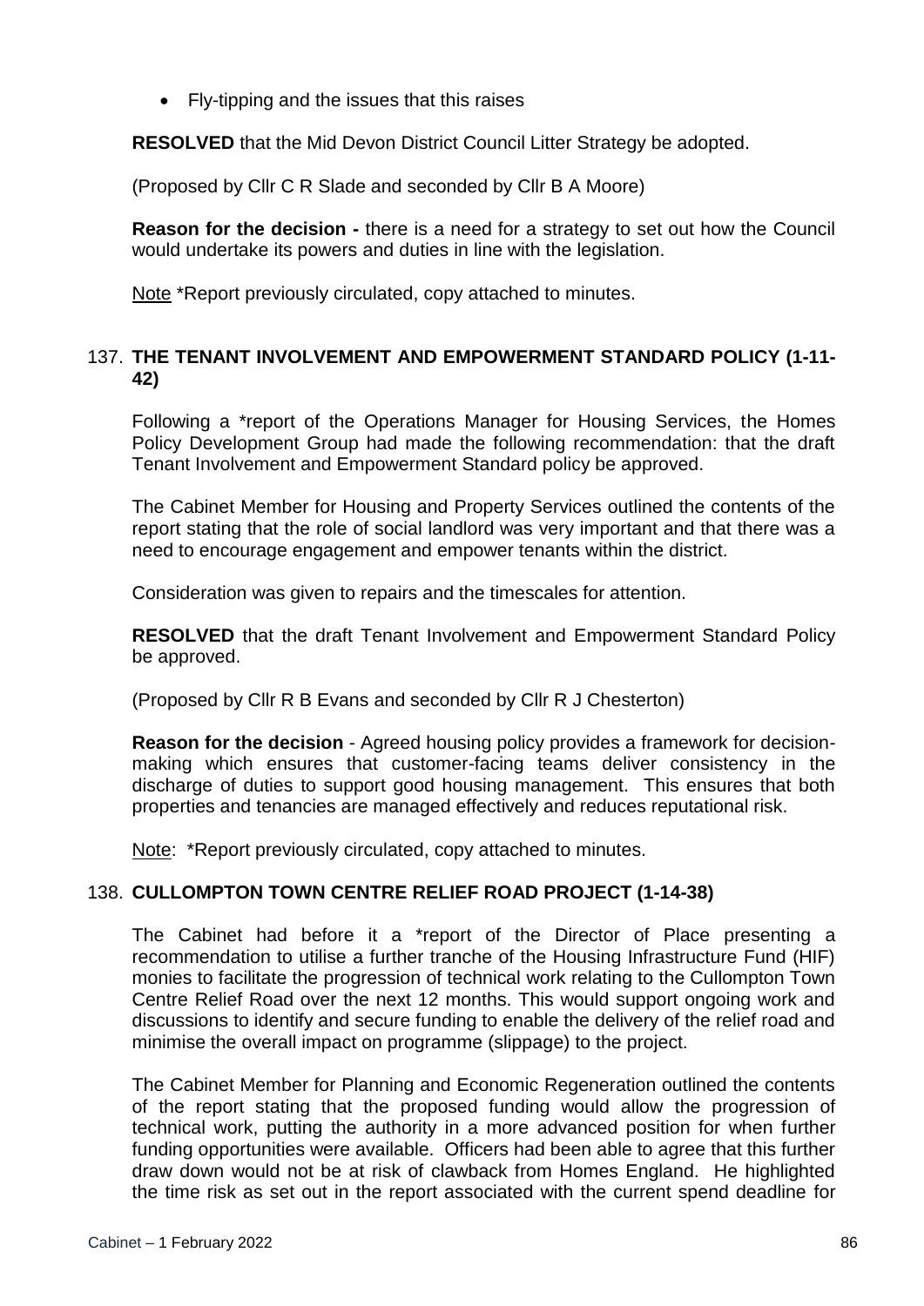- Fly-tipping and the issues that this raises

**RESOLVED** that the Mid Devon District Council Litter Strategy be adopted.

(Proposed by Cllr C R Slade and seconded by Cllr B A Moore)

**Reason for the decision -** there is a need for a strategy to set out how the Council would undertake its powers and duties in line with the legislation.

Note *Report previously circulated, copy attached to minutes.

### 137. THE TENANT INVOLVEMENT AND EMPOWERMENT STANDARD POLICY (1-11-42)

Following a *report of the Operations Manager for Housing Services, the Homes Policy Development Group had made the following recommendation: that the draft Tenant Involvement and Empowerment Standard policy be approved.

The Cabinet Member for Housing and Property Services outlined the contents of the report stating that the role of social landlord was very important and that there was a need to encourage engagement and empower tenants within the district.

Consideration was given to repairs and the timescales for attention.

**RESOLVED** that the draft Tenant Involvement and Empowerment Standard Policy be approved.

(Proposed by Cllr R B Evans and seconded by Cllr R J Chesterton)

**Reason for the decision** - Agreed housing policy provides a framework for decision-making which ensures that customer-facing teams deliver consistency in the discharge of duties to support good housing management. This ensures that both properties and tenancies are managed effectively and reduces reputational risk.

Note: *Report previously circulated, copy attached to minutes.

### 138. CULLOMPTON TOWN CENTRE RELIEF ROAD PROJECT (1-14-38)

The Cabinet had before it a *report of the Director of Place presenting a recommendation to utilise a further tranche of the Housing Infrastructure Fund (HIF) monies to facilitate the progression of technical work relating to the Cullompton Town Centre Relief Road over the next 12 months. This would support ongoing work and discussions to identify and secure funding to enable the delivery of the relief road and minimise the overall impact on programme (slippage) to the project.

The Cabinet Member for Planning and Economic Regeneration outlined the contents of the report stating that the proposed funding would allow the progression of technical work, putting the authority in a more advanced position for when further funding opportunities were available. Officers had been able to agree that this further draw down would not be at risk of clawback from Homes England. He highlighted the time risk as set out in the report associated with the current spend deadline for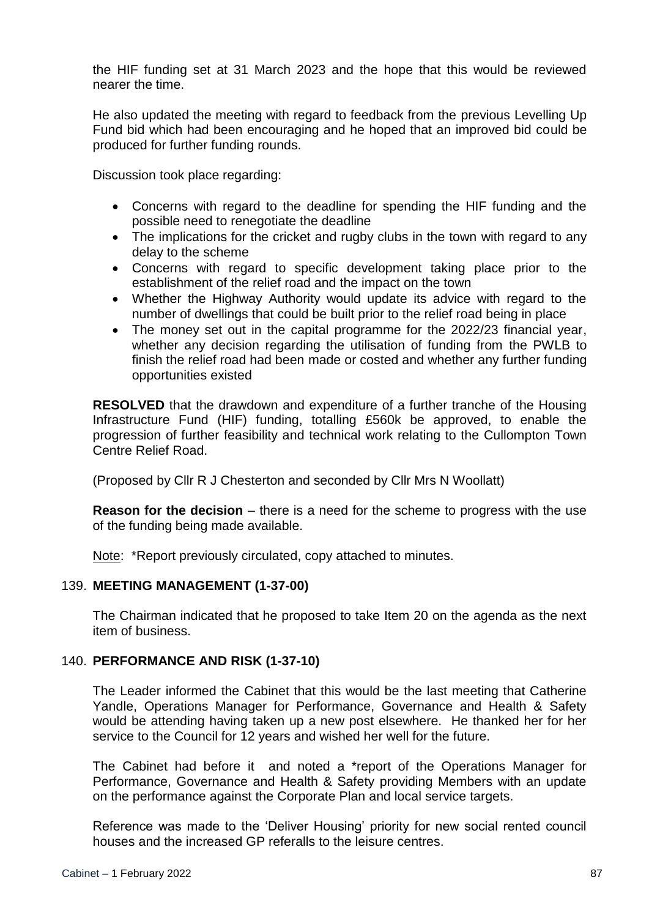the HIF funding set at 31 March 2023 and the hope that this would be reviewed nearer the time.

He also updated the meeting with regard to feedback from the previous Levelling Up Fund bid which had been encouraging and he hoped that an improved bid could be produced for further funding rounds.

Discussion took place regarding:

- Concerns with regard to the deadline for spending the HIF funding and the possible need to renegotiate the deadline
- The implications for the cricket and rugby clubs in the town with regard to any delay to the scheme
- Concerns with regard to specific development taking place prior to the establishment of the relief road and the impact on the town
- Whether the Highway Authority would update its advice with regard to the number of dwellings that could be built prior to the relief road being in place
- The money set out in the capital programme for the 2022/23 financial year, whether any decision regarding the utilisation of funding from the PWLB to finish the relief road had been made or costed and whether any further funding opportunities existed

**RESOLVED** that the drawdown and expenditure of a further tranche of the Housing Infrastructure Fund (HIF) funding, totalling £560k be approved, to enable the progression of further feasibility and technical work relating to the Cullompton Town Centre Relief Road.

(Proposed by Cllr R J Chesterton and seconded by Cllr Mrs N Woollatt)

**Reason for the decision** – there is a need for the scheme to progress with the use of the funding being made available.

Note: *Report previously circulated, copy attached to minutes.

### 139. MEETING MANAGEMENT (1-37-00)

The Chairman indicated that he proposed to take Item 20 on the agenda as the next item of business.

### 140. PERFORMANCE AND RISK (1-37-10)

The Leader informed the Cabinet that this would be the last meeting that Catherine Yandle, Operations Manager for Performance, Governance and Health & Safety would be attending having taken up a new post elsewhere. He thanked her for her service to the Council for 12 years and wished her well for the future.

The Cabinet had before it and noted a *report of the Operations Manager for Performance, Governance and Health & Safety providing Members with an update on the performance against the Corporate Plan and local service targets.

Reference was made to the 'Deliver Housing' priority for new social rented council houses and the increased GP referalls to the leisure centres.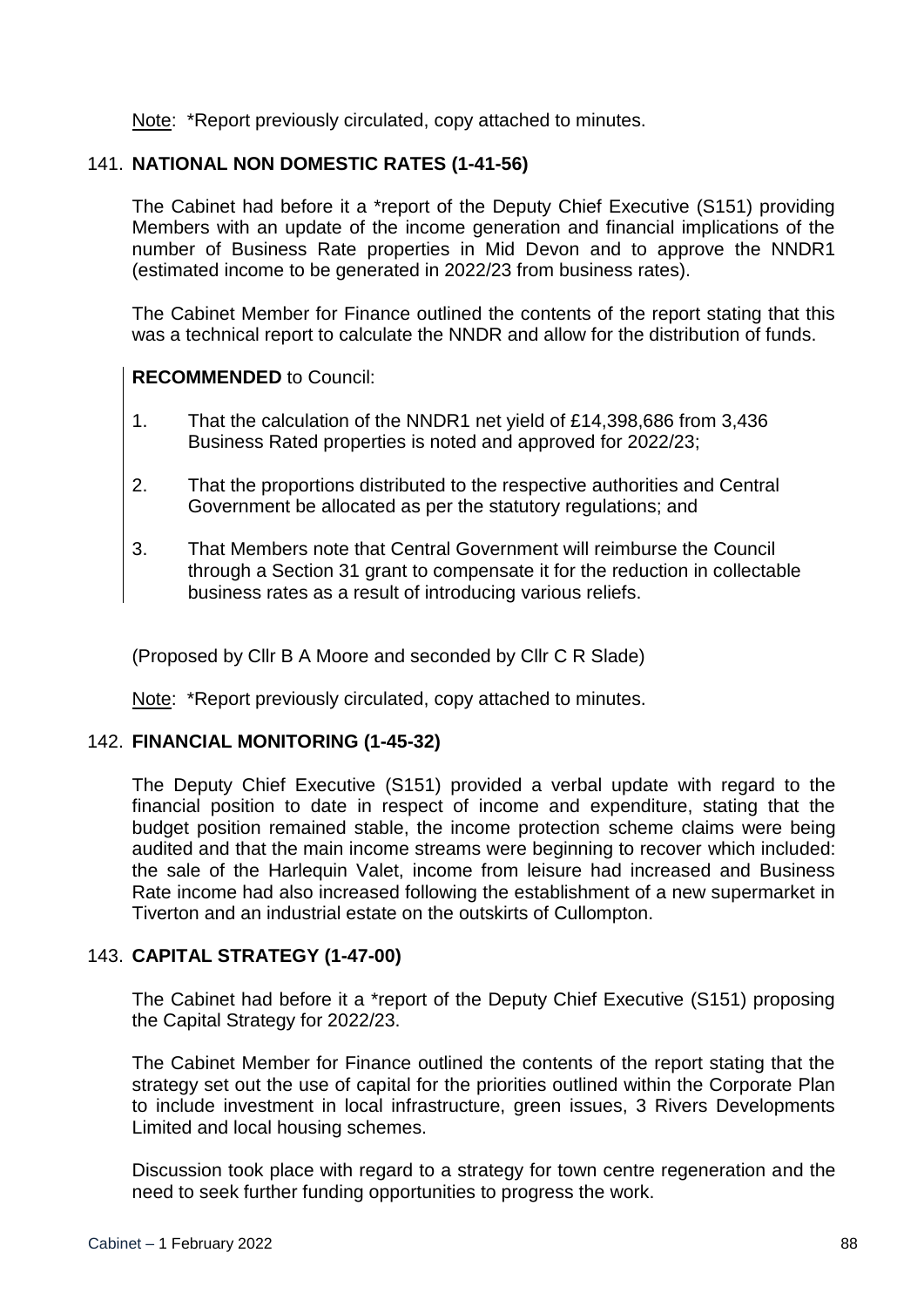Note: *Report previously circulated, copy attached to minutes.

### 141. NATIONAL NON DOMESTIC RATES (1-41-56)

The Cabinet had before it a *report of the Deputy Chief Executive (S151) providing Members with an update of the income generation and financial implications of the number of Business Rate properties in Mid Devon and to approve the NNDR1 (estimated income to be generated in 2022/23 from business rates).

The Cabinet Member for Finance outlined the contents of the report stating that this was a technical report to calculate the NNDR and allow for the distribution of funds.

**RECOMMENDED** to Council:

1. That the calculation of the NNDR1 net yield of £14,398,686 from 3,436 Business Rated properties is noted and approved for 2022/23;
2. That the proportions distributed to the respective authorities and Central Government be allocated as per the statutory regulations; and
3. That Members note that Central Government will reimburse the Council through a Section 31 grant to compensate it for the reduction in collectable business rates as a result of introducing various reliefs.

(Proposed by Cllr B A Moore and seconded by Cllr C R Slade)

Note: *Report previously circulated, copy attached to minutes.

### 142. FINANCIAL MONITORING (1-45-32)

The Deputy Chief Executive (S151) provided a verbal update with regard to the financial position to date in respect of income and expenditure, stating that the budget position remained stable, the income protection scheme claims were being audited and that the main income streams were beginning to recover which included: the sale of the Harlequin Valet, income from leisure had increased and Business Rate income had also increased following the establishment of a new supermarket in Tiverton and an industrial estate on the outskirts of Cullompton.

### 143. CAPITAL STRATEGY (1-47-00)

The Cabinet had before it a *report of the Deputy Chief Executive (S151) proposing the Capital Strategy for 2022/23.

The Cabinet Member for Finance outlined the contents of the report stating that the strategy set out the use of capital for the priorities outlined within the Corporate Plan to include investment in local infrastructure, green issues, 3 Rivers Developments Limited and local housing schemes.

Discussion took place with regard to a strategy for town centre regeneration and the need to seek further funding opportunities to progress the work.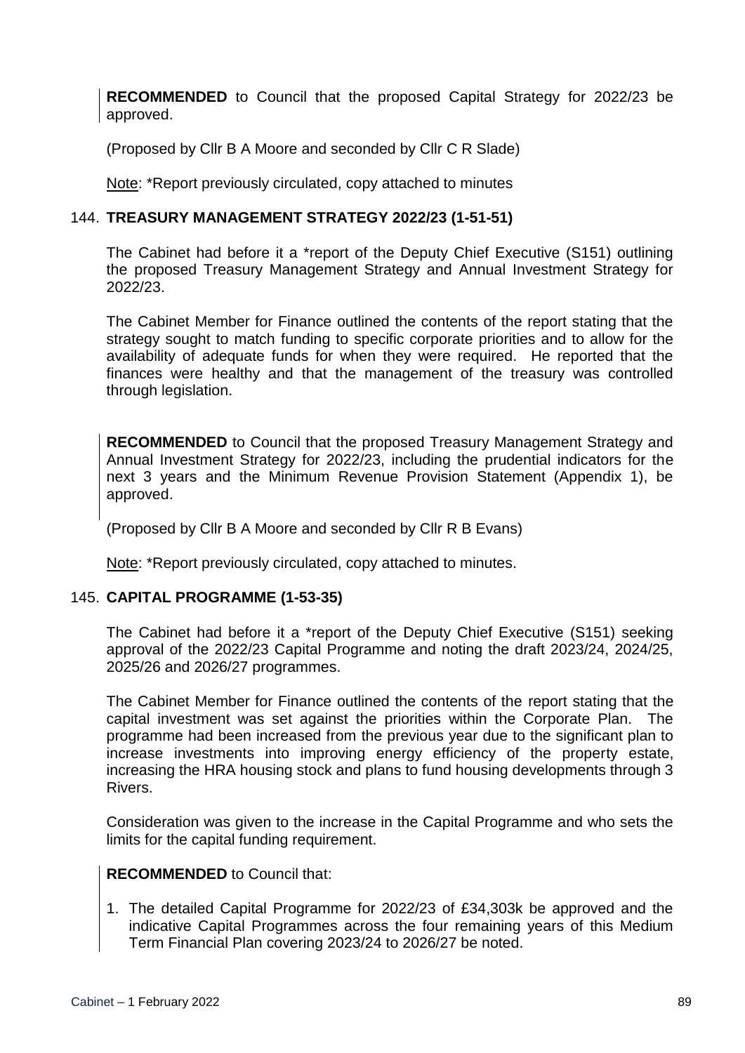**RECOMMENDED** to Council that the proposed Capital Strategy for 2022/23 be approved.

(Proposed by Cllr B A Moore and seconded by Cllr C R Slade)

Note: *Report previously circulated, copy attached to minutes

### 144. TREASURY MANAGEMENT STRATEGY 2022/23 (1-51-51)

The Cabinet had before it a *report of the Deputy Chief Executive (S151) outlining the proposed Treasury Management Strategy and Annual Investment Strategy for 2022/23.

The Cabinet Member for Finance outlined the contents of the report stating that the strategy sought to match funding to specific corporate priorities and to allow for the availability of adequate funds for when they were required. He reported that the finances were healthy and that the management of the treasury was controlled through legislation.

**RECOMMENDED** to Council that the proposed Treasury Management Strategy and Annual Investment Strategy for 2022/23, including the prudential indicators for the next 3 years and the Minimum Revenue Provision Statement (Appendix 1), be approved.

(Proposed by Cllr B A Moore and seconded by Cllr R B Evans)

Note: *Report previously circulated, copy attached to minutes.

### 145. CAPITAL PROGRAMME (1-53-35)

The Cabinet had before it a *report of the Deputy Chief Executive (S151) seeking approval of the 2022/23 Capital Programme and noting the draft 2023/24, 2024/25, 2025/26 and 2026/27 programmes.

The Cabinet Member for Finance outlined the contents of the report stating that the capital investment was set against the priorities within the Corporate Plan. The programme had been increased from the previous year due to the significant plan to increase investments into improving energy efficiency of the property estate, increasing the HRA housing stock and plans to fund housing developments through 3 Rivers.

Consideration was given to the increase in the Capital Programme and who sets the limits for the capital funding requirement.

**RECOMMENDED** to Council that:

1. The detailed Capital Programme for 2022/23 of £34,303k be approved and the indicative Capital Programmes across the four remaining years of this Medium Term Financial Plan covering 2023/24 to 2026/27 be noted.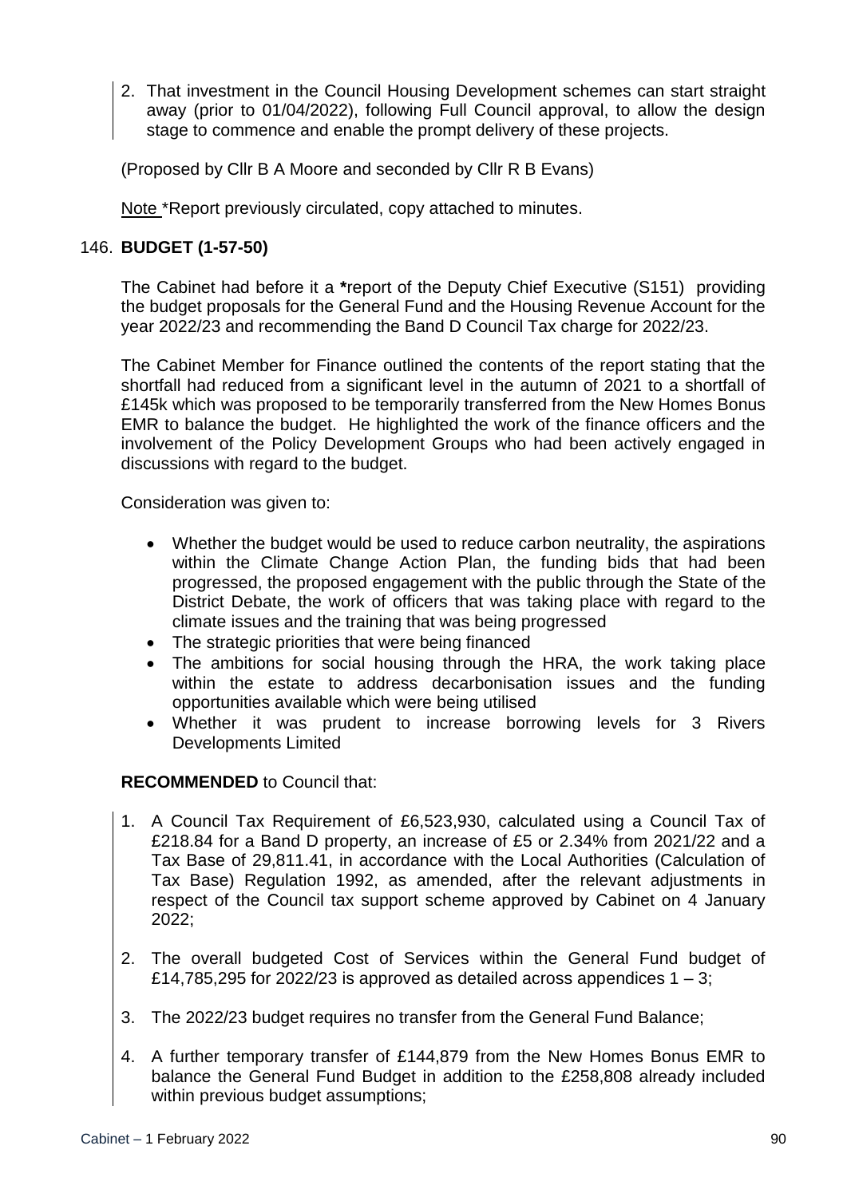2. That investment in the Council Housing Development schemes can start straight away (prior to 01/04/2022), following Full Council approval, to allow the design stage to commence and enable the prompt delivery of these projects.

(Proposed by Cllr B A Moore and seconded by Cllr R B Evans)

Note *Report previously circulated, copy attached to minutes.

### 146. **BUDGET (1-57-50)**

The Cabinet had before it a ***report of the Deputy Chief Executive (S151) providing the budget proposals for the General Fund and the Housing Revenue Account for the year 2022/23 and recommending the Band D Council Tax charge for 2022/23.

The Cabinet Member for Finance outlined the contents of the report stating that the shortfall had reduced from a significant level in the autumn of 2021 to a shortfall of £145k which was proposed to be temporarily transferred from the New Homes Bonus EMR to balance the budget. He highlighted the work of the finance officers and the involvement of the Policy Development Groups who had been actively engaged in discussions with regard to the budget.

Consideration was given to:

- Whether the budget would be used to reduce carbon neutrality, the aspirations within the Climate Change Action Plan, the funding bids that had been progressed, the proposed engagement with the public through the State of the District Debate, the work of officers that was taking place with regard to the climate issues and the training that was being progressed
- The strategic priorities that were being financed
- The ambitions for social housing through the HRA, the work taking place within the estate to address decarbonisation issues and the funding opportunities available which were being utilised
- Whether it was prudent to increase borrowing levels for 3 Rivers Developments Limited

**RECOMMENDED** to Council that:

1. A Council Tax Requirement of £6,523,930, calculated using a Council Tax of £218.84 for a Band D property, an increase of £5 or 2.34% from 2021/22 and a Tax Base of 29,811.41, in accordance with the Local Authorities (Calculation of Tax Base) Regulation 1992, as amended, after the relevant adjustments in respect of the Council tax support scheme approved by Cabinet on 4 January 2022;

2. The overall budgeted Cost of Services within the General Fund budget of £14,785,295 for 2022/23 is approved as detailed across appendices 1 – 3;

3. The 2022/23 budget requires no transfer from the General Fund Balance;

4. A further temporary transfer of £144,879 from the New Homes Bonus EMR to balance the General Fund Budget in addition to the £258,808 already included within previous budget assumptions;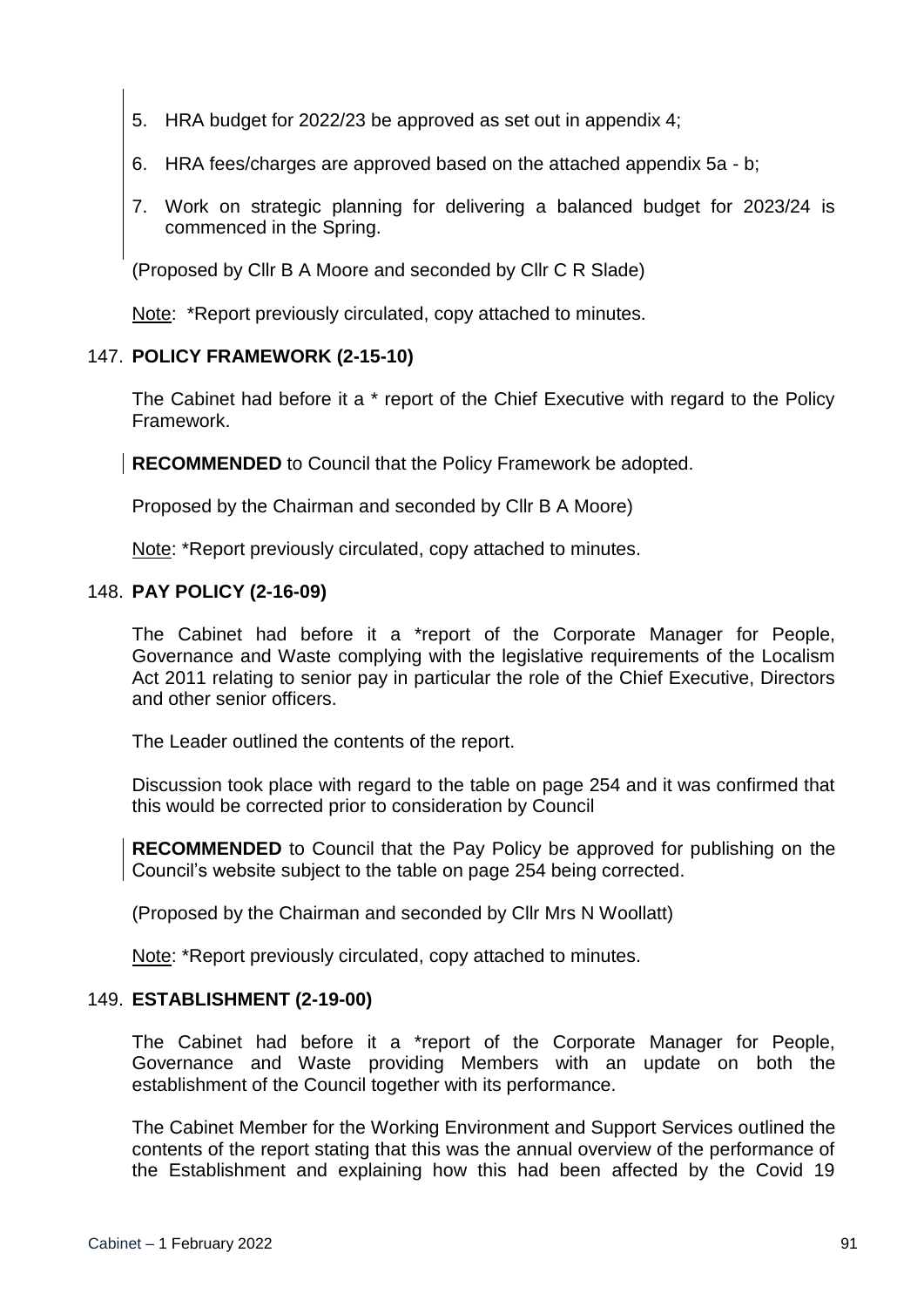5. HRA budget for 2022/23 be approved as set out in appendix 4;

6. HRA fees/charges are approved based on the attached appendix 5a - b;

7. Work on strategic planning for delivering a balanced budget for 2023/24 is commenced in the Spring.

(Proposed by Cllr B A Moore and seconded by Cllr C R Slade)

Note: *Report previously circulated, copy attached to minutes.

### 147. POLICY FRAMEWORK (2-15-10)

The Cabinet had before it a * report of the Chief Executive with regard to the Policy Framework.

**RECOMMENDED** to Council that the Policy Framework be adopted.

Proposed by the Chairman and seconded by Cllr B A Moore)

Note: *Report previously circulated, copy attached to minutes.

### 148. PAY POLICY (2-16-09)

The Cabinet had before it a *report of the Corporate Manager for People, Governance and Waste complying with the legislative requirements of the Localism Act 2011 relating to senior pay in particular the role of the Chief Executive, Directors and other senior officers.

The Leader outlined the contents of the report.

Discussion took place with regard to the table on page 254 and it was confirmed that this would be corrected prior to consideration by Council

**RECOMMENDED** to Council that the Pay Policy be approved for publishing on the Council's website subject to the table on page 254 being corrected.

(Proposed by the Chairman and seconded by Cllr Mrs N Woollatt)

Note: *Report previously circulated, copy attached to minutes.

### 149. ESTABLISHMENT (2-19-00)

The Cabinet had before it a *report of the Corporate Manager for People, Governance and Waste providing Members with an update on both the establishment of the Council together with its performance.

The Cabinet Member for the Working Environment and Support Services outlined the contents of the report stating that this was the annual overview of the performance of the Establishment and explaining how this had been affected by the Covid 19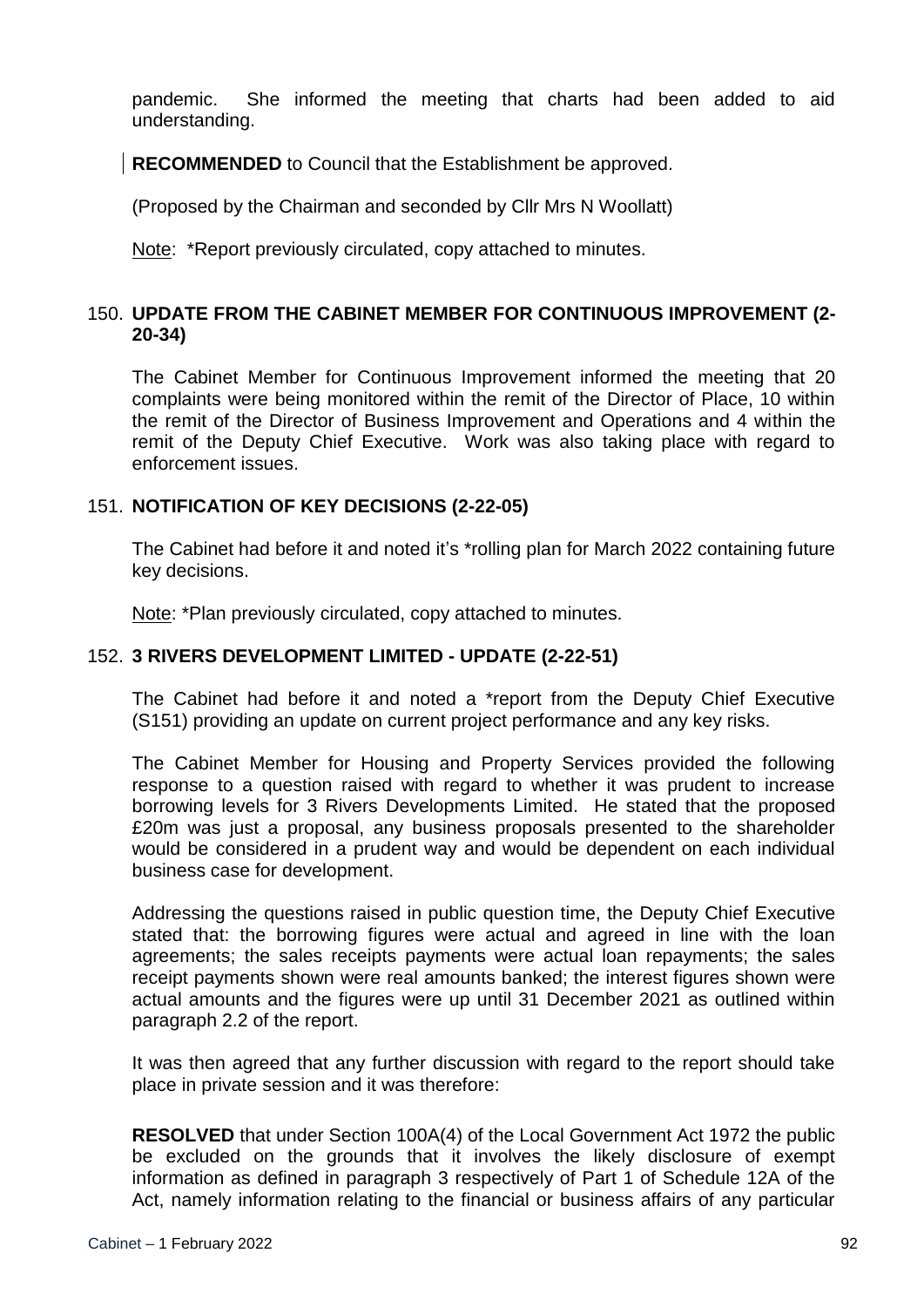pandemic. She informed the meeting that charts had been added to aid understanding.

**RECOMMENDED** to Council that the Establishment be approved.

(Proposed by the Chairman and seconded by Cllr Mrs N Woollatt)

Note: *Report previously circulated, copy attached to minutes.

### 150. UPDATE FROM THE CABINET MEMBER FOR CONTINUOUS IMPROVEMENT (2-20-34)

The Cabinet Member for Continuous Improvement informed the meeting that 20 complaints were being monitored within the remit of the Director of Place, 10 within the remit of the Director of Business Improvement and Operations and 4 within the remit of the Deputy Chief Executive. Work was also taking place with regard to enforcement issues.

### 151. NOTIFICATION OF KEY DECISIONS (2-22-05)

The Cabinet had before it and noted it's *rolling plan for March 2022 containing future key decisions.

Note: *Plan previously circulated, copy attached to minutes.

### 152. 3 RIVERS DEVELOPMENT LIMITED - UPDATE (2-22-51)

The Cabinet had before it and noted a *report from the Deputy Chief Executive (S151) providing an update on current project performance and any key risks.

The Cabinet Member for Housing and Property Services provided the following response to a question raised with regard to whether it was prudent to increase borrowing levels for 3 Rivers Developments Limited. He stated that the proposed £20m was just a proposal, any business proposals presented to the shareholder would be considered in a prudent way and would be dependent on each individual business case for development.

Addressing the questions raised in public question time, the Deputy Chief Executive stated that: the borrowing figures were actual and agreed in line with the loan agreements; the sales receipts payments were actual loan repayments; the sales receipt payments shown were real amounts banked; the interest figures shown were actual amounts and the figures were up until 31 December 2021 as outlined within paragraph 2.2 of the report.

It was then agreed that any further discussion with regard to the report should take place in private session and it was therefore:

**RESOLVED** that under Section 100A(4) of the Local Government Act 1972 the public be excluded on the grounds that it involves the likely disclosure of exempt information as defined in paragraph 3 respectively of Part 1 of Schedule 12A of the Act, namely information relating to the financial or business affairs of any particular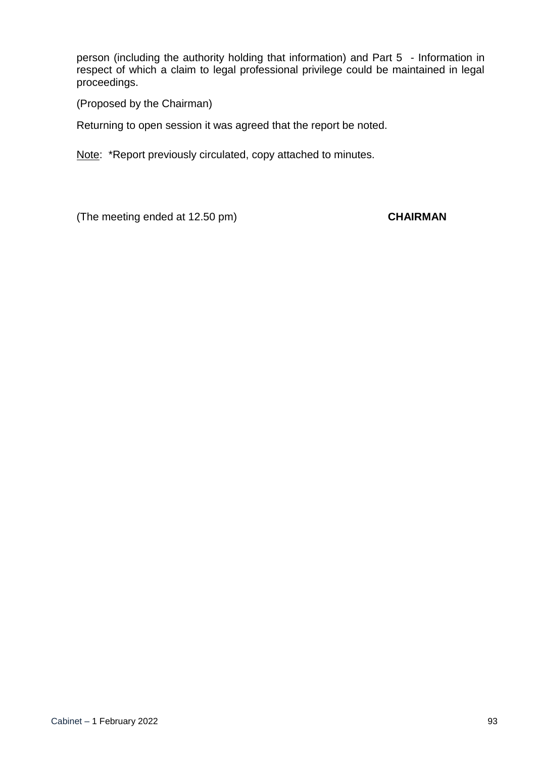person (including the authority holding that information) and Part 5 - Information in respect of which a claim to legal professional privilege could be maintained in legal proceedings.

(Proposed by the Chairman)

Returning to open session it was agreed that the report be noted.

Note: *Report previously circulated, copy attached to minutes.

(The meeting ended at 12.50 pm) **CHAIRMAN**